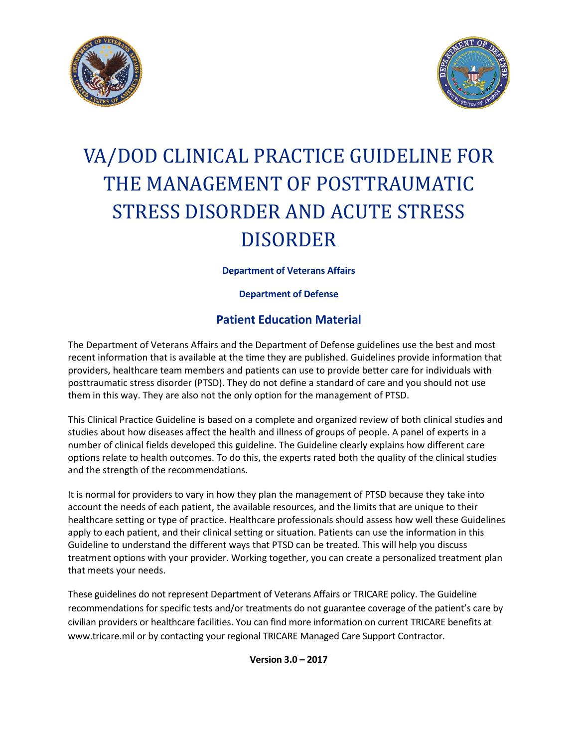# VA/DOD CLINICAL PRACTICE GUIDELINE FOR THE MANAGEMENT OF POSTTRAUMATIC STRESS DISORDER AND ACUTE STRESS DISORDER

**Department of Veterans Affairs**

**Department of Defense**

## Patient Education Material

The Department of Veterans Affairs and the Department of Defense guidelines use the best and most recent information that is available at the time they are published. Guidelines provide information that providers, healthcare team members and patients can use to provide better care for individuals with posttraumatic stress disorder (PTSD). They do not define a standard of care and you should not use them in this way. They are also not the only option for the management of PTSD.

This Clinical Practice Guideline is based on a complete and organized review of both clinical studies and studies about how diseases affect the health and illness of groups of people. A panel of experts in a number of clinical fields developed this guideline. The Guideline clearly explains how different care options relate to health outcomes. To do this, the experts rated both the quality of the clinical studies and the strength of the recommendations.

It is normal for providers to vary in how they plan the management of PTSD because they take into account the needs of each patient, the available resources, and the limits that are unique to their healthcare setting or type of practice. Healthcare professionals should assess how well these Guidelines apply to each patient, and their clinical setting or situation. Patients can use the information in this Guideline to understand the different ways that PTSD can be treated. This will help you discuss treatment options with your provider. Working together, you can create a personalized treatment plan that meets your needs.

These guidelines do not represent Department of Veterans Affairs or TRICARE policy. The Guideline recommendations for specific tests and/or treatments do not guarantee coverage of the patient's care by civilian providers or healthcare facilities. You can find more information on current TRICARE benefits at www.tricare.mil or by contacting your regional TRICARE Managed Care Support Contractor.

**Version 3.0 – 2017**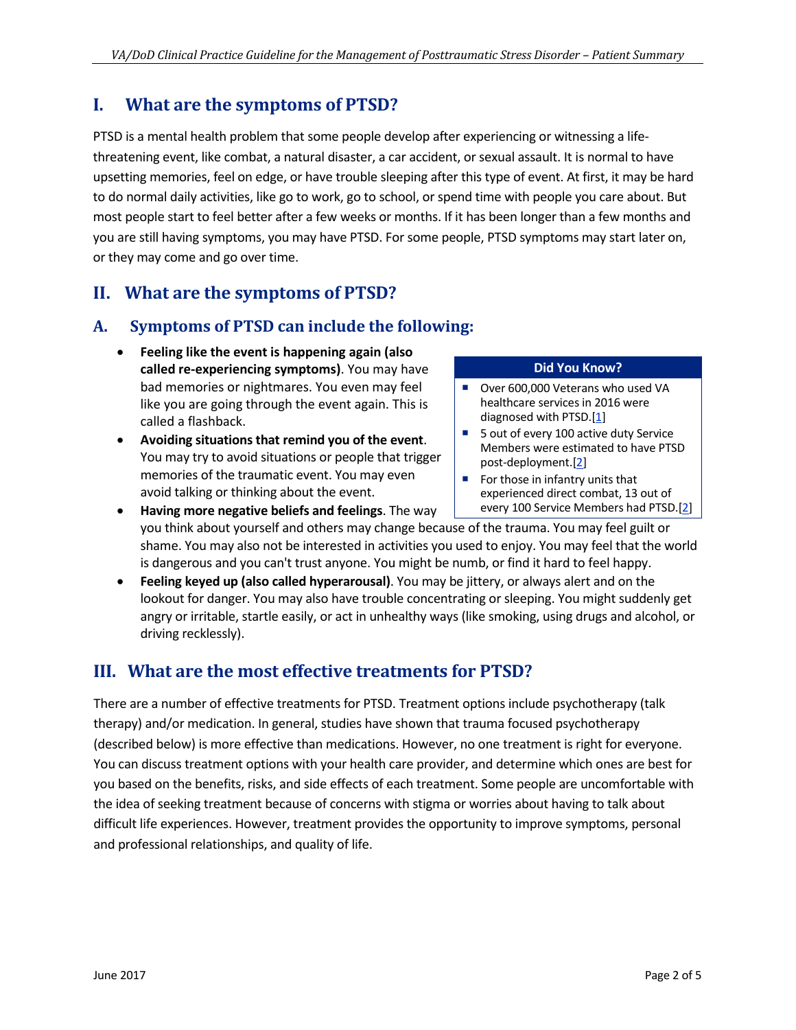## I. What are the symptoms of PTSD?

PTSD is a mental health problem that some people develop after experiencing or witnessing a life-threatening event, like combat, a natural disaster, a car accident, or sexual assault. It is normal to have upsetting memories, feel on edge, or have trouble sleeping after this type of event. At first, it may be hard to do normal daily activities, like go to work, go to school, or spend time with people you care about. But most people start to feel better after a few weeks or months. If it has been longer than a few months and you are still having symptoms, you may have PTSD. For some people, PTSD symptoms may start later on, or they may come and go over time.

## II. What are the symptoms of PTSD?

### A. Symptoms of PTSD can include the following:

- **Feeling like the event is happening again (also called re-experiencing symptoms)**. You may have bad memories or nightmares. You even may feel like you are going through the event again. This is called a flashback.
- **Avoiding situations that remind you of the event**. You may try to avoid situations or people that trigger memories of the traumatic event. You may even avoid talking or thinking about the event.
- **Having more negative beliefs and feelings**. The way you think about yourself and others may change because of the trauma. You may feel guilt or shame. You may also not be interested in activities you used to enjoy. You may feel that the world is dangerous and you can't trust anyone. You might be numb, or find it hard to feel happy.
- **Feeling keyed up (also called hyperarousal)**. You may be jittery, or always alert and on the lookout for danger. You may also have trouble concentrating or sleeping. You might suddenly get angry or irritable, startle easily, or act in unhealthy ways (like smoking, using drugs and alcohol, or driving recklessly).

**Did You Know?**

- Over 600,000 Veterans who used VA healthcare services in 2016 were diagnosed with PTSD.[1]
- 5 out of every 100 active duty Service Members were estimated to have PTSD post-deployment.[2]
- For those in infantry units that experienced direct combat, 13 out of every 100 Service Members had PTSD.[2]

## III. What are the most effective treatments for PTSD?

There are a number of effective treatments for PTSD. Treatment options include psychotherapy (talk therapy) and/or medication. In general, studies have shown that trauma focused psychotherapy (described below) is more effective than medications. However, no one treatment is right for everyone. You can discuss treatment options with your health care provider, and determine which ones are best for you based on the benefits, risks, and side effects of each treatment. Some people are uncomfortable with the idea of seeking treatment because of concerns with stigma or worries about having to talk about difficult life experiences. However, treatment provides the opportunity to improve symptoms, personal and professional relationships, and quality of life.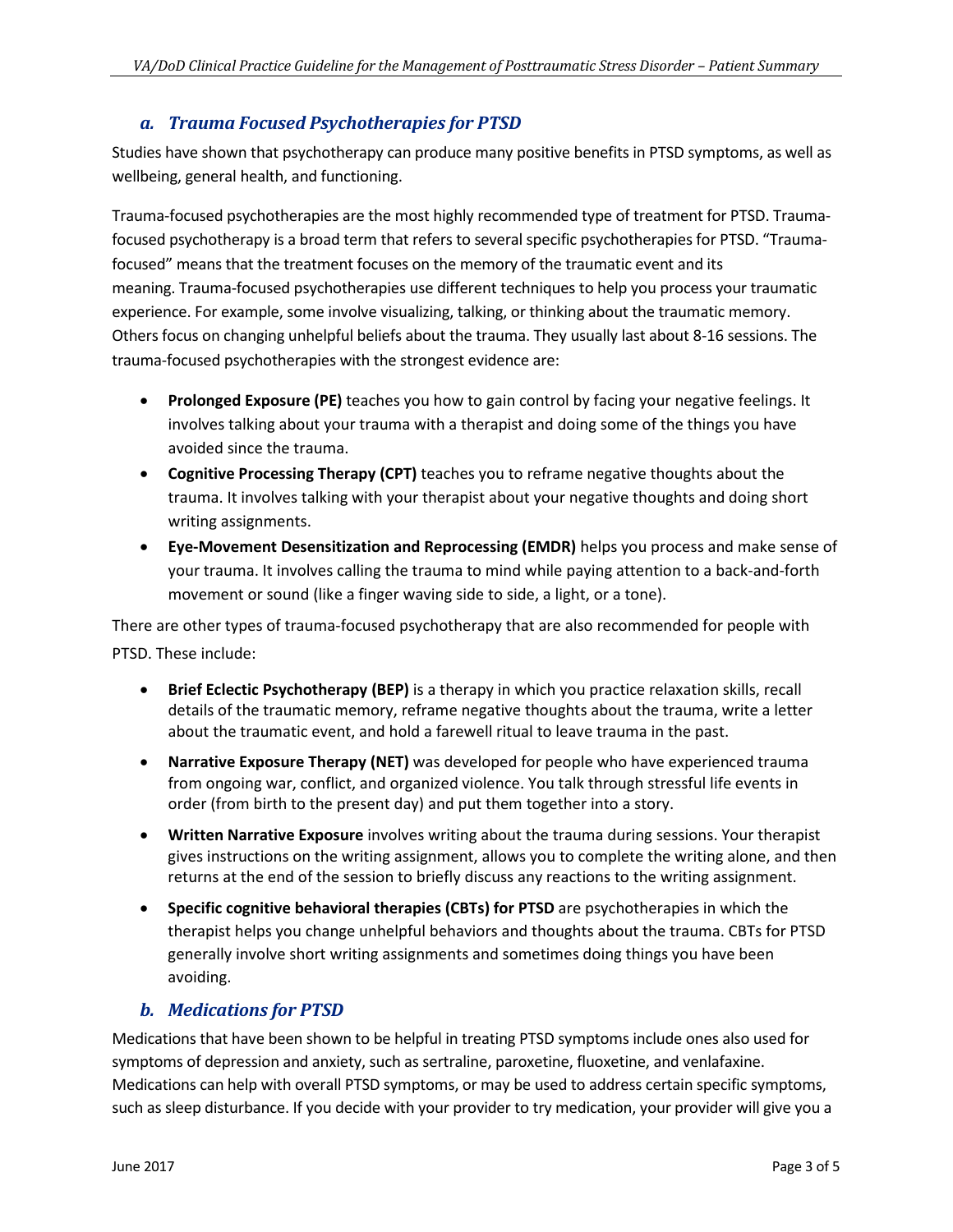### *a. Trauma Focused Psychotherapies for PTSD*

Studies have shown that psychotherapy can produce many positive benefits in PTSD symptoms, as well as wellbeing, general health, and functioning.

Trauma-focused psychotherapies are the most highly recommended type of treatment for PTSD. Trauma-focused psychotherapy is a broad term that refers to several specific psychotherapies for PTSD. "Trauma-focused" means that the treatment focuses on the memory of the traumatic event and its meaning. Trauma-focused psychotherapies use different techniques to help you process your traumatic experience. For example, some involve visualizing, talking, or thinking about the traumatic memory. Others focus on changing unhelpful beliefs about the trauma. They usually last about 8-16 sessions. The trauma-focused psychotherapies with the strongest evidence are:

- **Prolonged Exposure (PE)** teaches you how to gain control by facing your negative feelings. It involves talking about your trauma with a therapist and doing some of the things you have avoided since the trauma.
- **Cognitive Processing Therapy (CPT)** teaches you to reframe negative thoughts about the trauma. It involves talking with your therapist about your negative thoughts and doing short writing assignments.
- **Eye-Movement Desensitization and Reprocessing (EMDR)** helps you process and make sense of your trauma. It involves calling the trauma to mind while paying attention to a back-and-forth movement or sound (like a finger waving side to side, a light, or a tone).

There are other types of trauma-focused psychotherapy that are also recommended for people with PTSD. These include:

- **Brief Eclectic Psychotherapy (BEP)** is a therapy in which you practice relaxation skills, recall details of the traumatic memory, reframe negative thoughts about the trauma, write a letter about the traumatic event, and hold a farewell ritual to leave trauma in the past.
- **Narrative Exposure Therapy (NET)** was developed for people who have experienced trauma from ongoing war, conflict, and organized violence. You talk through stressful life events in order (from birth to the present day) and put them together into a story.
- **Written Narrative Exposure** involves writing about the trauma during sessions. Your therapist gives instructions on the writing assignment, allows you to complete the writing alone, and then returns at the end of the session to briefly discuss any reactions to the writing assignment.
- **Specific cognitive behavioral therapies (CBTs) for PTSD** are psychotherapies in which the therapist helps you change unhelpful behaviors and thoughts about the trauma. CBTs for PTSD generally involve short writing assignments and sometimes doing things you have been avoiding.

### *b. Medications for PTSD*

Medications that have been shown to be helpful in treating PTSD symptoms include ones also used for symptoms of depression and anxiety, such as sertraline, paroxetine, fluoxetine, and venlafaxine. Medications can help with overall PTSD symptoms, or may be used to address certain specific symptoms, such as sleep disturbance. If you decide with your provider to try medication, your provider will give you a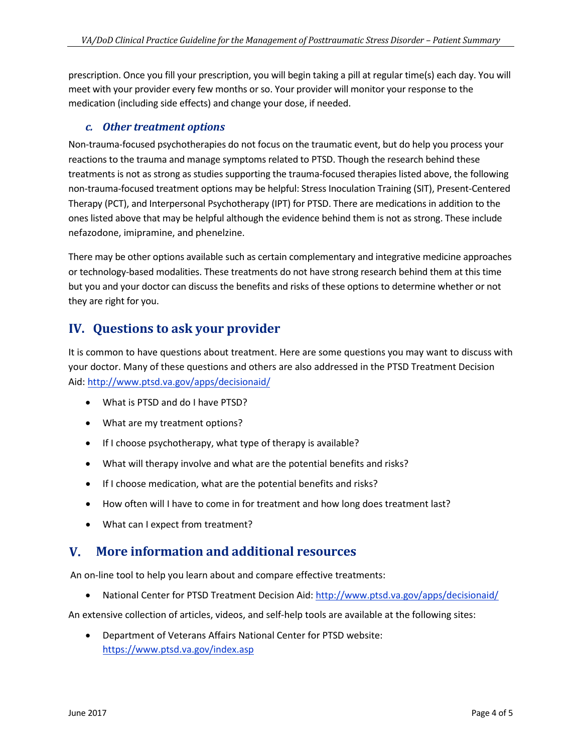prescription. Once you fill your prescription, you will begin taking a pill at regular time(s) each day. You will meet with your provider every few months or so. Your provider will monitor your response to the medication (including side effects) and change your dose, if needed.

### *c. Other treatment options*

Non-trauma-focused psychotherapies do not focus on the traumatic event, but do help you process your reactions to the trauma and manage symptoms related to PTSD. Though the research behind these treatments is not as strong as studies supporting the trauma-focused therapies listed above, the following non-trauma-focused treatment options may be helpful: Stress Inoculation Training (SIT), Present-Centered Therapy (PCT), and Interpersonal Psychotherapy (IPT) for PTSD. There are medications in addition to the ones listed above that may be helpful although the evidence behind them is not as strong. These include nefazodone, imipramine, and phenelzine.

There may be other options available such as certain complementary and integrative medicine approaches or technology-based modalities. These treatments do not have strong research behind them at this time but you and your doctor can discuss the benefits and risks of these options to determine whether or not they are right for you.

## IV. Questions to ask your provider

It is common to have questions about treatment. Here are some questions you may want to discuss with your doctor. Many of these questions and others are also addressed in the PTSD Treatment Decision Aid: http://www.ptsd.va.gov/apps/decisionaid/

- What is PTSD and do I have PTSD?
- What are my treatment options?
- If I choose psychotherapy, what type of therapy is available?
- What will therapy involve and what are the potential benefits and risks?
- If I choose medication, what are the potential benefits and risks?
- How often will I have to come in for treatment and how long does treatment last?
- What can I expect from treatment?

## V. More information and additional resources

An on-line tool to help you learn about and compare effective treatments:

- National Center for PTSD Treatment Decision Aid: http://www.ptsd.va.gov/apps/decisionaid/

An extensive collection of articles, videos, and self-help tools are available at the following sites:

- Department of Veterans Affairs National Center for PTSD website: https://www.ptsd.va.gov/index.asp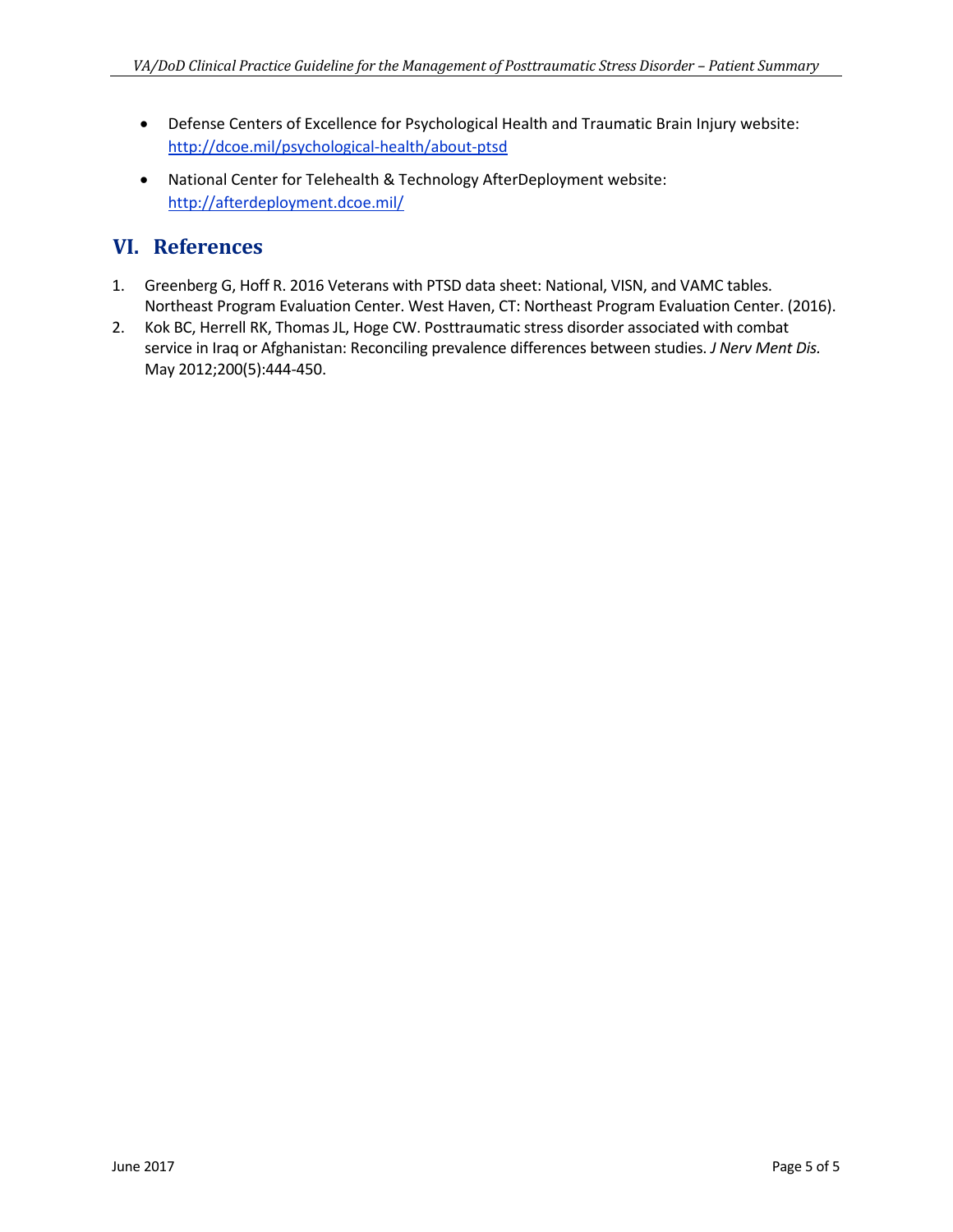- Defense Centers of Excellence for Psychological Health and Traumatic Brain Injury website: [http://dcoe.mil/psychological-health/about-ptsd](http://dcoe.mil/psychological-health/about-ptsd)
- National Center for Telehealth & Technology AfterDeployment website: [http://afterdeployment.dcoe.mil/](http://afterdeployment.dcoe.mil/)

## VI. References

1. Greenberg G, Hoff R. 2016 Veterans with PTSD data sheet: National, VISN, and VAMC tables. Northeast Program Evaluation Center. West Haven, CT: Northeast Program Evaluation Center. (2016).
2. Kok BC, Herrell RK, Thomas JL, Hoge CW. Posttraumatic stress disorder associated with combat service in Iraq or Afghanistan: Reconciling prevalence differences between studies. *J Nerv Ment Dis.* May 2012;200(5):444-450.